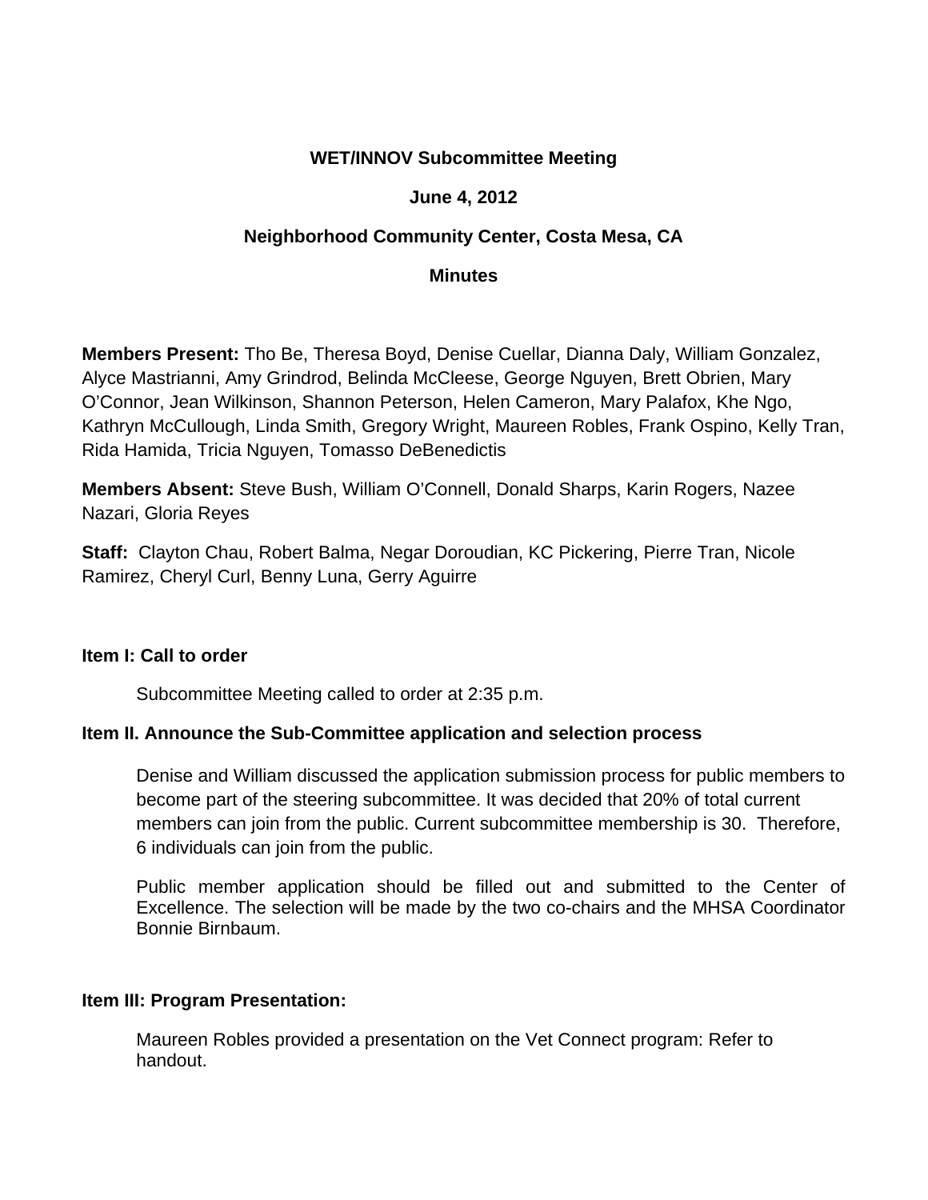# WET/INNOV Subcommittee Meeting

## June 4, 2012

## Neighborhood Community Center, Costa Mesa, CA

## Minutes

**Members Present:** Tho Be, Theresa Boyd, Denise Cuellar, Dianna Daly, William Gonzalez, Alyce Mastrianni, Amy Grindrod, Belinda McCleese, George Nguyen, Brett Obrien, Mary O'Connor, Jean Wilkinson, Shannon Peterson, Helen Cameron, Mary Palafox, Khe Ngo, Kathryn McCullough, Linda Smith, Gregory Wright, Maureen Robles, Frank Ospino, Kelly Tran, Rida Hamida, Tricia Nguyen, Tomasso DeBenedictis

**Members Absent:** Steve Bush, William O'Connell, Donald Sharps, Karin Rogers, Nazee Nazari, Gloria Reyes

**Staff:** Clayton Chau, Robert Balma, Negar Doroudian, KC Pickering, Pierre Tran, Nicole Ramirez, Cheryl Curl, Benny Luna, Gerry Aguirre

**Item I: Call to order**

Subcommittee Meeting called to order at 2:35 p.m.

**Item II. Announce the Sub-Committee application and selection process**

Denise and William discussed the application submission process for public members to become part of the steering subcommittee. It was decided that 20% of total current members can join from the public. Current subcommittee membership is 30. Therefore, 6 individuals can join from the public.

Public member application should be filled out and submitted to the Center of Excellence. The selection will be made by the two co-chairs and the MHSA Coordinator Bonnie Birnbaum.

**Item III: Program Presentation:**

Maureen Robles provided a presentation on the Vet Connect program: Refer to handout.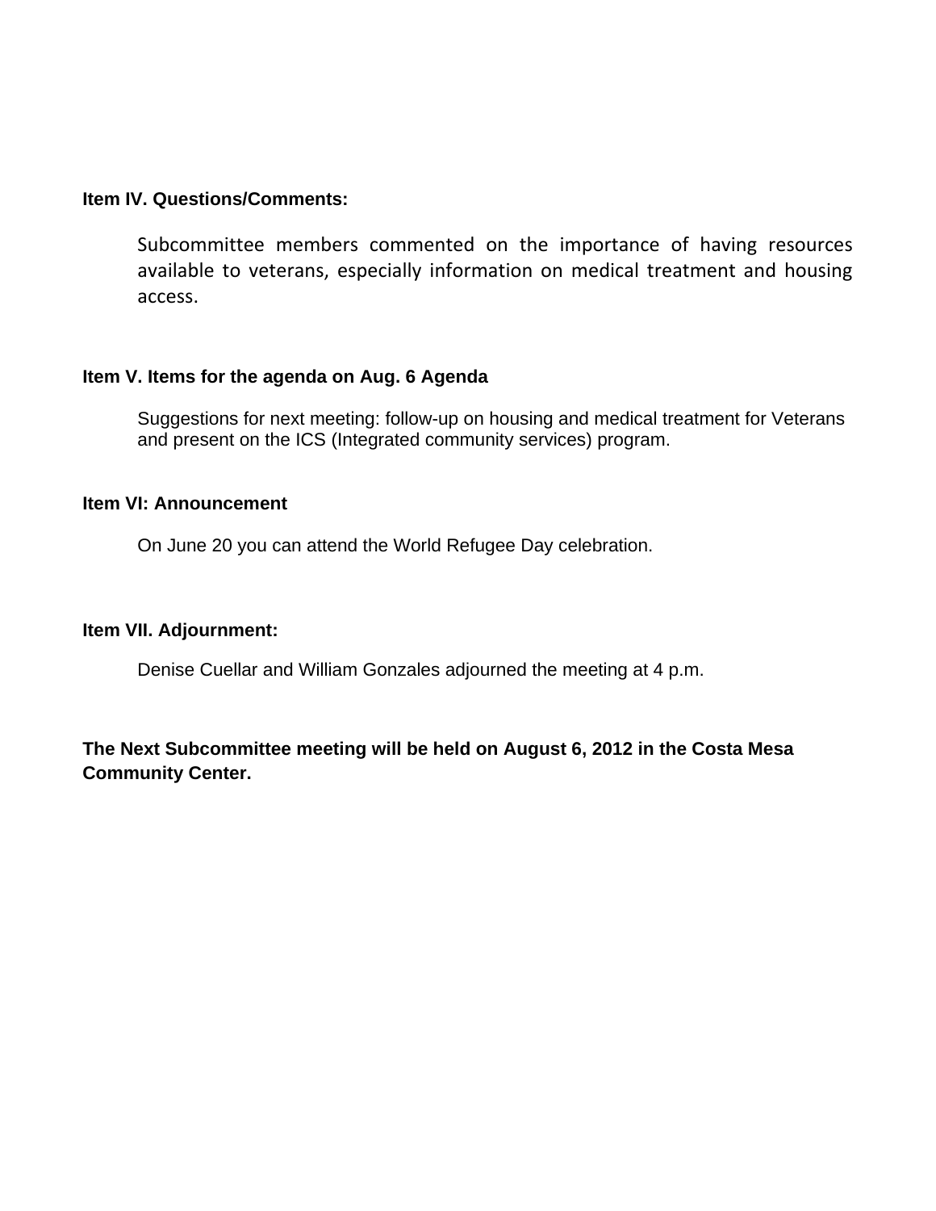**Item IV. Questions/Comments:**

Subcommittee members commented on the importance of having resources available to veterans, especially information on medical treatment and housing access.

**Item V. Items for the agenda on Aug. 6 Agenda**

Suggestions for next meeting: follow-up on housing and medical treatment for Veterans and present on the ICS (Integrated community services) program.

**Item VI: Announcement**

On June 20 you can attend the World Refugee Day celebration.

**Item VII. Adjournment:**

Denise Cuellar and William Gonzales adjourned the meeting at 4 p.m.

**The Next Subcommittee meeting will be held on August 6, 2012 in the Costa Mesa Community Center.**